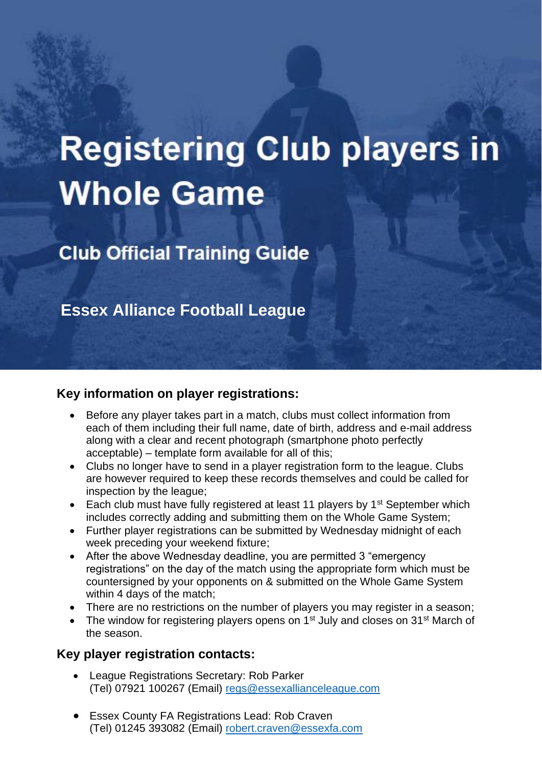# Registering Club players in Whole Game

## Club Official Training Guide

## Essex Alliance Football League

### Key information on player registrations:

- Before any player takes part in a match, clubs must collect information from each of them including their full name, date of birth, address and e-mail address along with a clear and recent photograph (smartphone photo perfectly acceptable) – template form available for all of this;
- Clubs no longer have to send in a player registration form to the league. Clubs are however required to keep these records themselves and could be called for inspection by the league;
- Each club must have fully registered at least 11 players by 1st September which includes correctly adding and submitting them on the Whole Game System;
- Further player registrations can be submitted by Wednesday midnight of each week preceding your weekend fixture;
- After the above Wednesday deadline, you are permitted 3 "emergency registrations" on the day of the match using the appropriate form which must be countersigned by your opponents on & submitted on the Whole Game System within 4 days of the match;
- There are no restrictions on the number of players you may register in a season;
- The window for registering players opens on 1st July and closes on 31st March of the season.

### Key player registration contacts:

- League Registrations Secretary: Rob Parker
  (Tel) 07921 100267 (Email) regs@essexallianceleague.com

- Essex County FA Registrations Lead: Rob Craven
  (Tel) 01245 393082 (Email) robert.craven@essexfa.com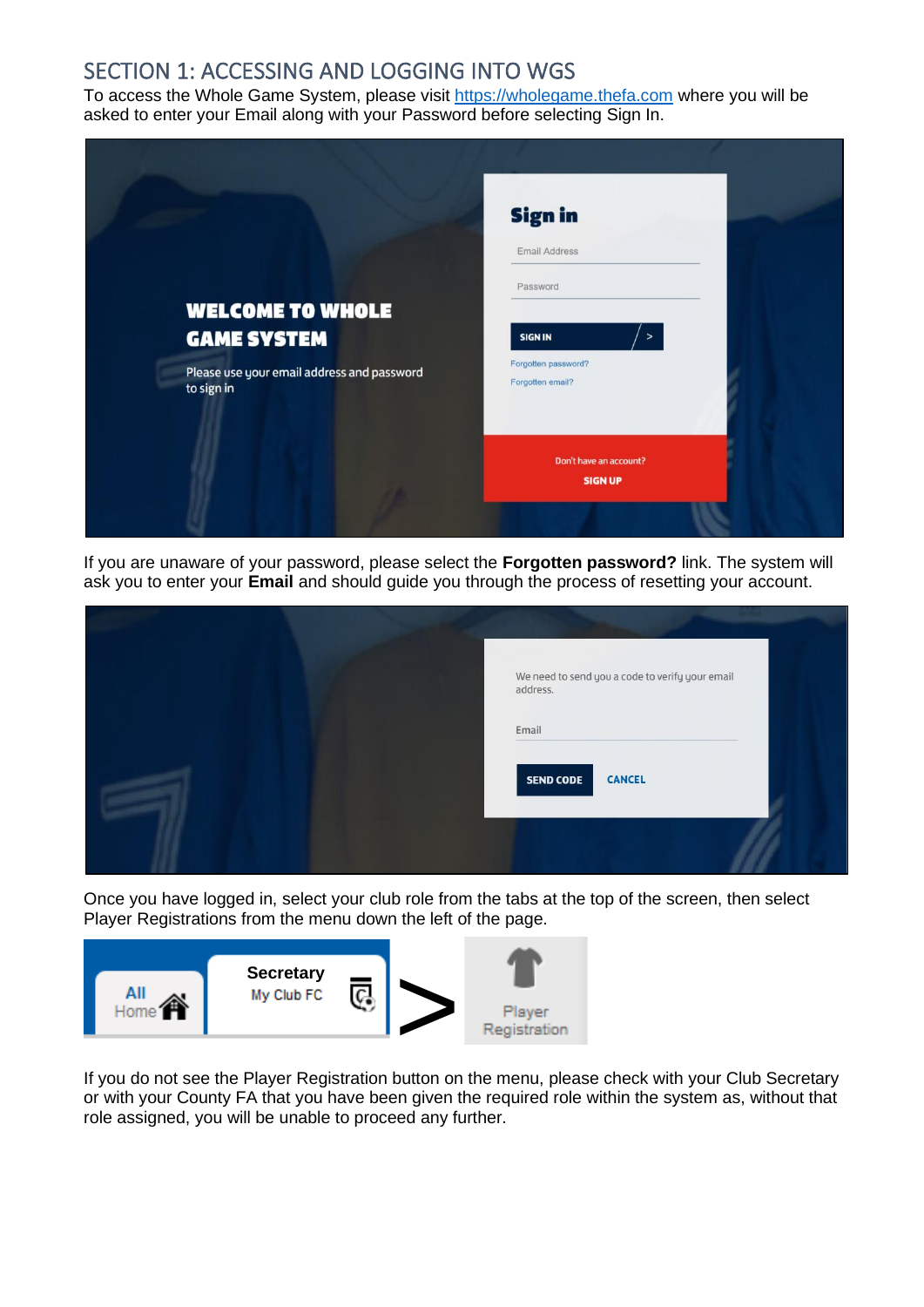## SECTION 1: ACCESSING AND LOGGING INTO WGS

To access the Whole Game System, please visit [https://wholegame.thefa.com](https://wholegame.thefa.com) where you will be asked to enter your Email along with your Password before selecting Sign In.

If you are unaware of your password, please select the **Forgotten password?** link. The system will ask you to enter your **Email** and should guide you through the process of resetting your account.

Once you have logged in, select your club role from the tabs at the top of the screen, then select Player Registrations from the menu down the left of the page.

If you do not see the Player Registration button on the menu, please check with your Club Secretary or with your County FA that you have been given the required role within the system as, without that role assigned, you will be unable to proceed any further.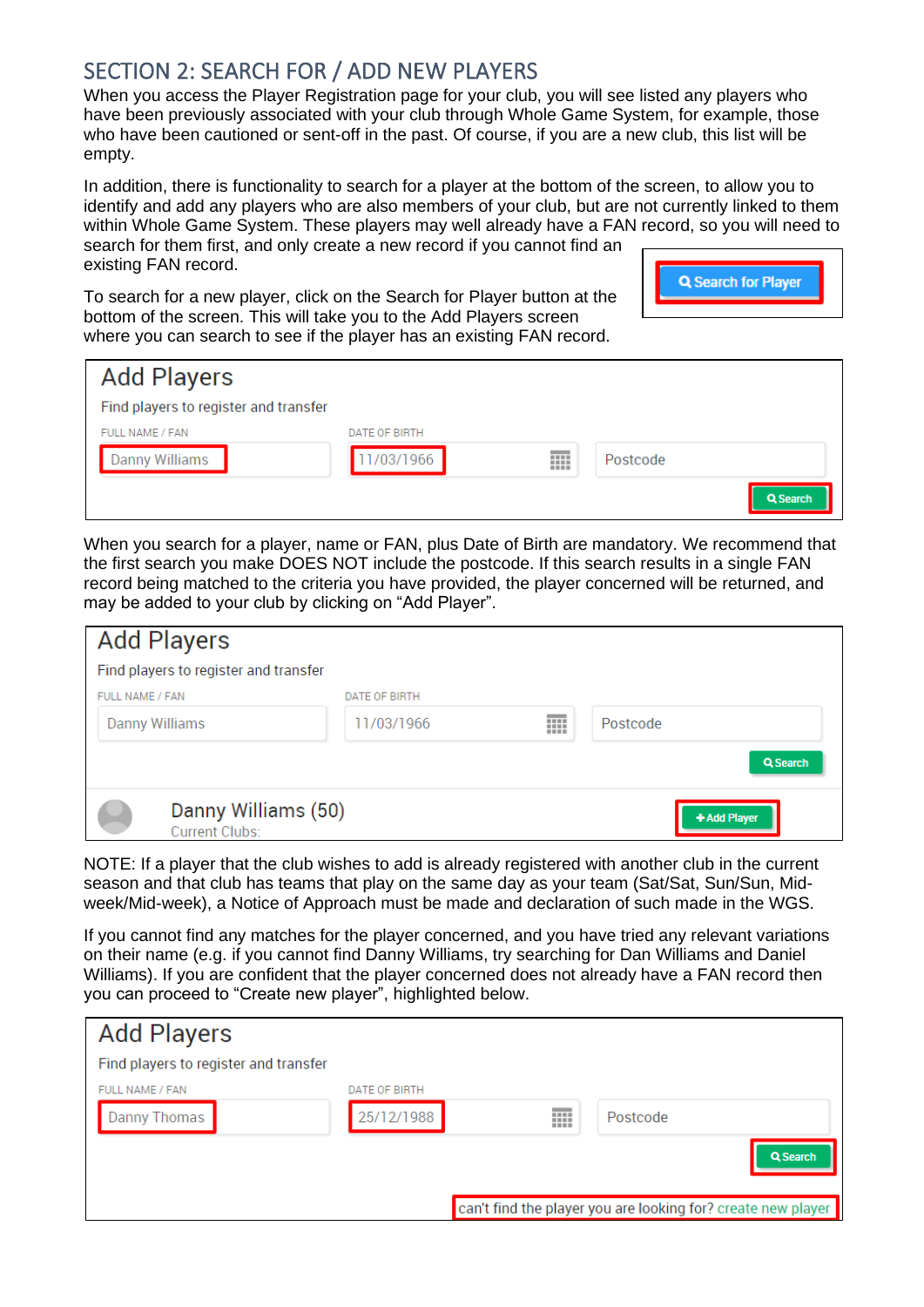## SECTION 2: SEARCH FOR / ADD NEW PLAYERS

When you access the Player Registration page for your club, you will see listed any players who have been previously associated with your club through Whole Game System, for example, those who have been cautioned or sent-off in the past. Of course, if you are a new club, this list will be empty.

In addition, there is functionality to search for a player at the bottom of the screen, to allow you to identify and add any players who are also members of your club, but are not currently linked to them within Whole Game System. These players may well already have a FAN record, so you will need to search for them first, and only create a new record if you cannot find an existing FAN record.

To search for a new player, click on the Search for Player button at the bottom of the screen. This will take you to the Add Players screen where you can search to see if the player has an existing FAN record.

When you search for a player, name or FAN, plus Date of Birth are mandatory. We recommend that the first search you make DOES NOT include the postcode. If this search results in a single FAN record being matched to the criteria you have provided, the player concerned will be returned, and may be added to your club by clicking on “Add Player”.

NOTE: If a player that the club wishes to add is already registered with another club in the current season and that club has teams that play on the same day as your team (Sat/Sat, Sun/Sun, Mid-week/Mid-week), a Notice of Approach must be made and declaration of such made in the WGS.

If you cannot find any matches for the player concerned, and you have tried any relevant variations on their name (e.g. if you cannot find Danny Williams, try searching for Dan Williams and Daniel Williams). If you are confident that the player concerned does not already have a FAN record then you can proceed to “Create new player”, highlighted below.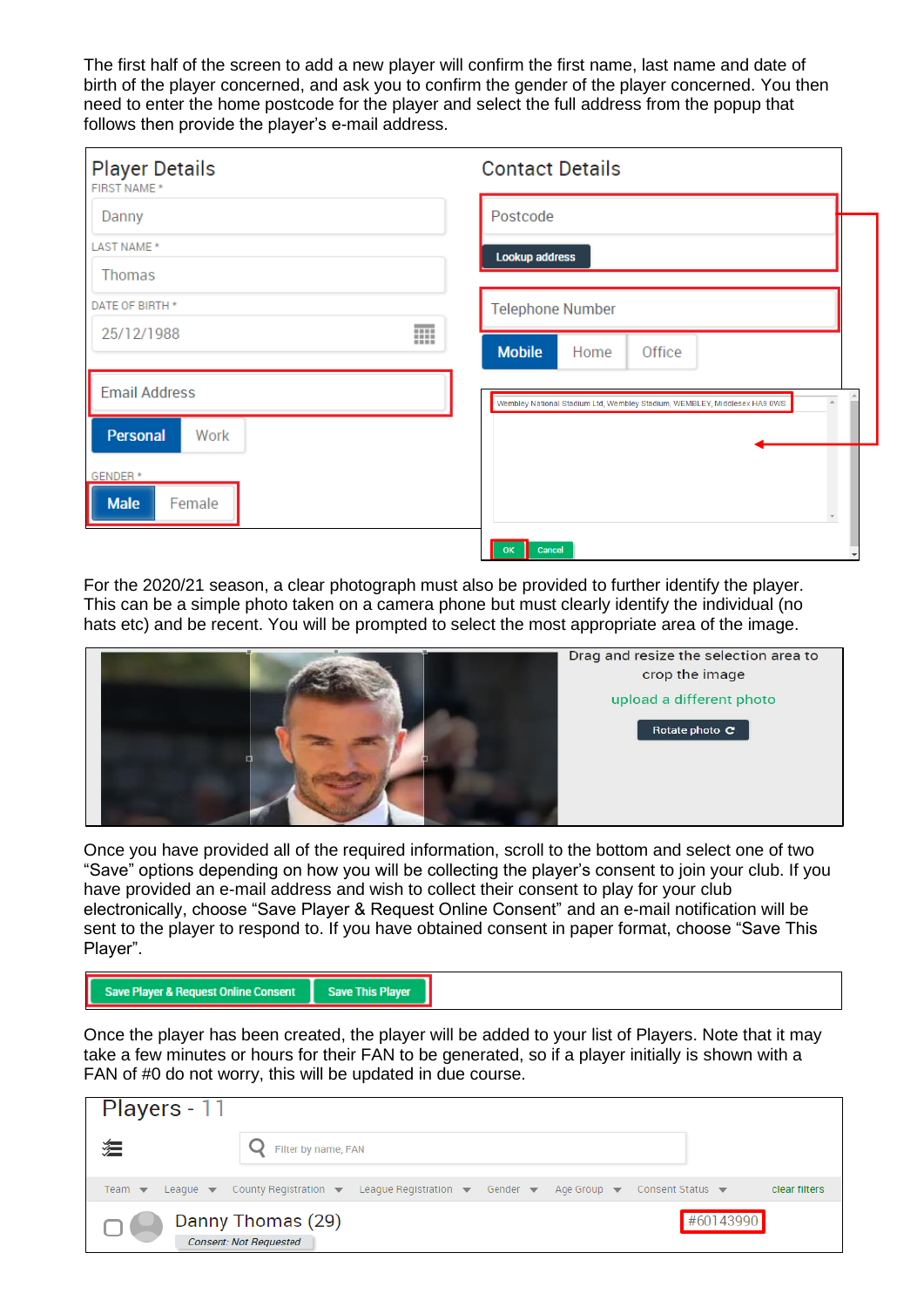The first half of the screen to add a new player will confirm the first name, last name and date of birth of the player concerned, and ask you to confirm the gender of the player concerned. You then need to enter the home postcode for the player and select the full address from the popup that follows then provide the player's e-mail address.

Player Details

FIRST NAME *

Danny

LAST NAME *

Thomas

DATE OF BIRTH *

25/12/1988

Email Address

Personal | Work

GENDER *

Male | Female

Contact Details

Postcode

Lookup address

Telephone Number

Mobile | Home | Office

Wembley National Stadium Ltd, Wembley Stadium, WEMBLEY, Middlesex HA9 0WS

OK | Cancel

For the 2020/21 season, a clear photograph must also be provided to further identify the player. This can be a simple photo taken on a camera phone but must clearly identify the individual (no hats etc) and be recent. You will be prompted to select the most appropriate area of the image.

Drag and resize the selection area to crop the image

upload a different photo

Rotate photo

Once you have provided all of the required information, scroll to the bottom and select one of two "Save" options depending on how you will be collecting the player's consent to join your club. If you have provided an e-mail address and wish to collect their consent to play for your club electronically, choose "Save Player & Request Online Consent" and an e-mail notification will be sent to the player to respond to. If you have obtained consent in paper format, choose "Save This Player".

Save Player & Request Online Consent | Save This Player

Once the player has been created, the player will be added to your list of Players. Note that it may take a few minutes or hours for their FAN to be generated, so if a player initially is shown with a FAN of #0 do not worry, this will be updated in due course.

Players - 11

Filter by name, FAN

Team | League | County Registration | League Registration | Gender | Age Group | Consent Status | clear filters

Danny Thomas (29) #60143990

Consent: Not Requested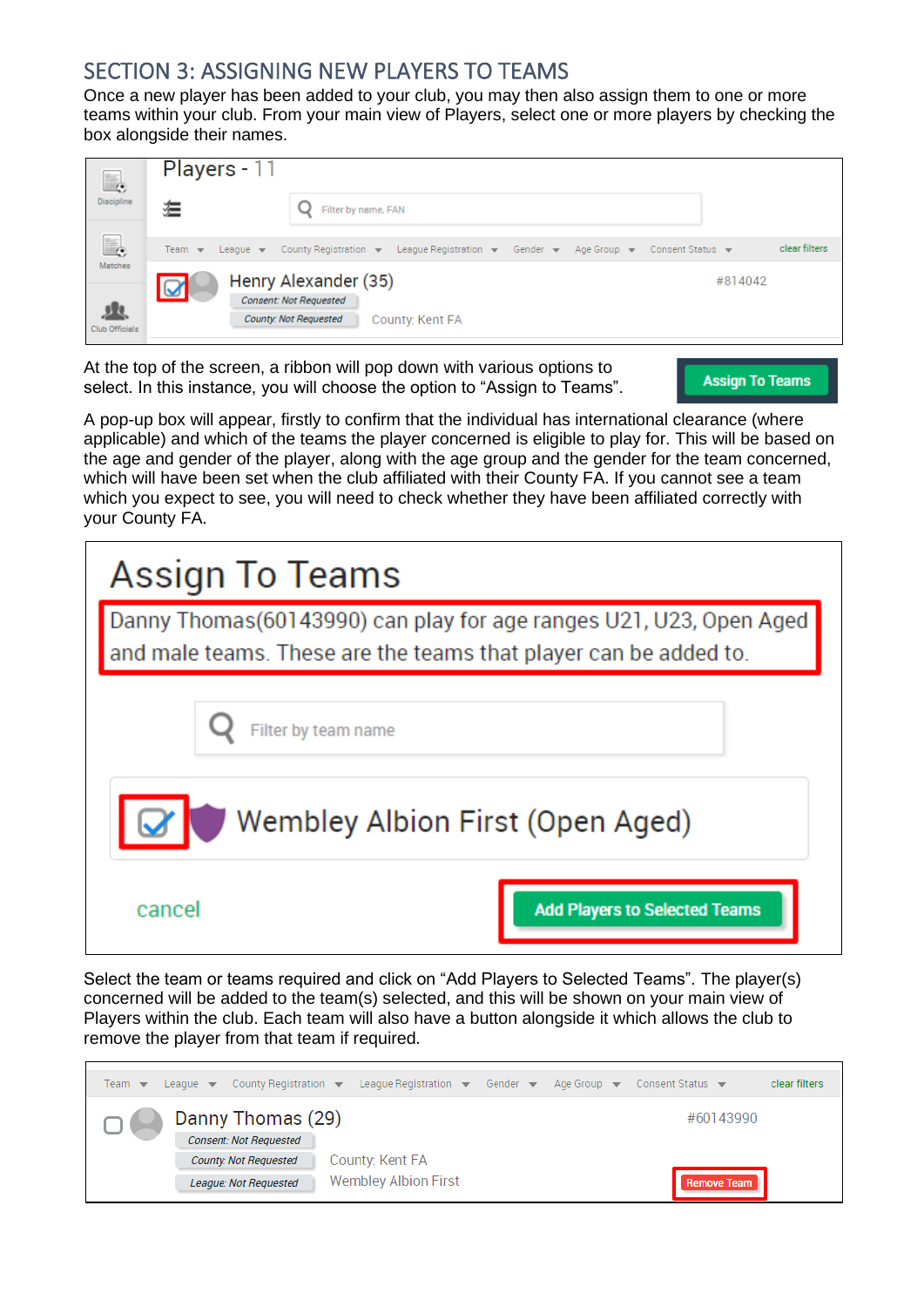## SECTION 3: ASSIGNING NEW PLAYERS TO TEAMS

Once a new player has been added to your club, you may then also assign them to one or more teams within your club. From your main view of Players, select one or more players by checking the box alongside their names.

At the top of the screen, a ribbon will pop down with various options to select. In this instance, you will choose the option to "Assign to Teams".

A pop-up box will appear, firstly to confirm that the individual has international clearance (where applicable) and which of the teams the player concerned is eligible to play for. This will be based on the age and gender of the player, along with the age group and the gender for the team concerned, which will have been set when the club affiliated with their County FA. If you cannot see a team which you expect to see, you will need to check whether they have been affiliated correctly with your County FA.

Select the team or teams required and click on "Add Players to Selected Teams". The player(s) concerned will be added to the team(s) selected, and this will be shown on your main view of Players within the club. Each team will also have a button alongside it which allows the club to remove the player from that team if required.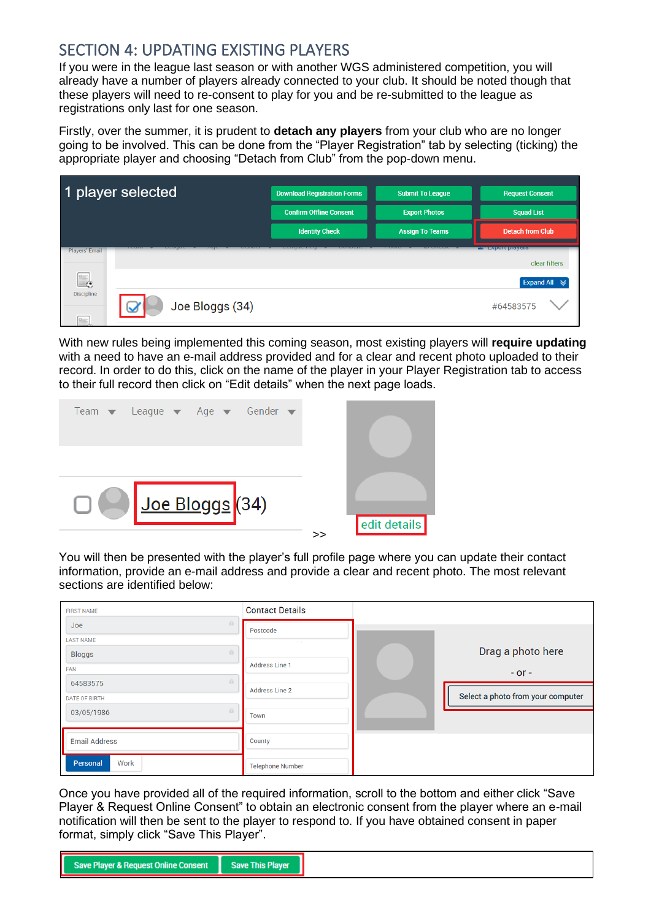## SECTION 4: UPDATING EXISTING PLAYERS

If you were in the league last season or with another WGS administered competition, you will already have a number of players already connected to your club. It should be noted though that these players will need to re-consent to play for you and be re-submitted to the league as registrations only last for one season.

Firstly, over the summer, it is prudent to **detach any players** from your club who are no longer going to be involved. This can be done from the "Player Registration" tab by selecting (ticking) the appropriate player and choosing "Detach from Club" from the pop-down menu.

With new rules being implemented this coming season, most existing players will **require updating** with a need to have an e-mail address provided and for a clear and recent photo uploaded to their record. In order to do this, click on the name of the player in your Player Registration tab to access to their full record then click on "Edit details" when the next page loads.

You will then be presented with the player's full profile page where you can update their contact information, provide an e-mail address and provide a clear and recent photo. The most relevant sections are identified below:

Once you have provided all of the required information, scroll to the bottom and either click "Save Player & Request Online Consent" to obtain an electronic consent from the player where an e-mail notification will then be sent to the player to respond to. If you have obtained consent in paper format, simply click "Save This Player".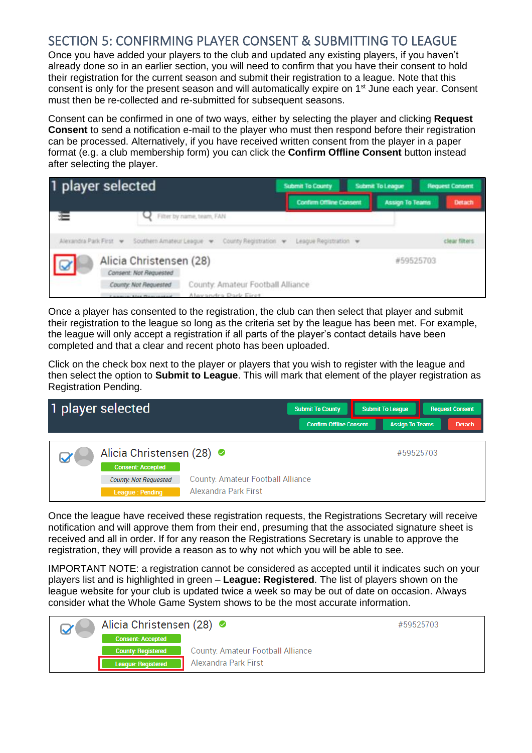## SECTION 5: CONFIRMING PLAYER CONSENT & SUBMITTING TO LEAGUE

Once you have added your players to the club and updated any existing players, if you haven't already done so in an earlier section, you will need to confirm that you have their consent to hold their registration for the current season and submit their registration to a league. Note that this consent is only for the present season and will automatically expire on 1st June each year. Consent must then be re-collected and re-submitted for subsequent seasons.

Consent can be confirmed in one of two ways, either by selecting the player and clicking **Request Consent** to send a notification e-mail to the player who must then respond before their registration can be processed. Alternatively, if you have received written consent from the player in a paper format (e.g. a club membership form) you can click the **Confirm Offline Consent** button instead after selecting the player.

Once a player has consented to the registration, the club can then select that player and submit their registration to the league so long as the criteria set by the league has been met. For example, the league will only accept a registration if all parts of the player's contact details have been completed and that a clear and recent photo has been uploaded.

Click on the check box next to the player or players that you wish to register with the league and then select the option to **Submit to League**. This will mark that element of the player registration as Registration Pending.

Once the league have received these registration requests, the Registrations Secretary will receive notification and will approve them from their end, presuming that the associated signature sheet is received and all in order. If for any reason the Registrations Secretary is unable to approve the registration, they will provide a reason as to why not which you will be able to see.

IMPORTANT NOTE: a registration cannot be considered as accepted until it indicates such on your players list and is highlighted in green – **League: Registered**. The list of players shown on the league website for your club is updated twice a week so may be out of date on occasion. Always consider what the Whole Game System shows to be the most accurate information.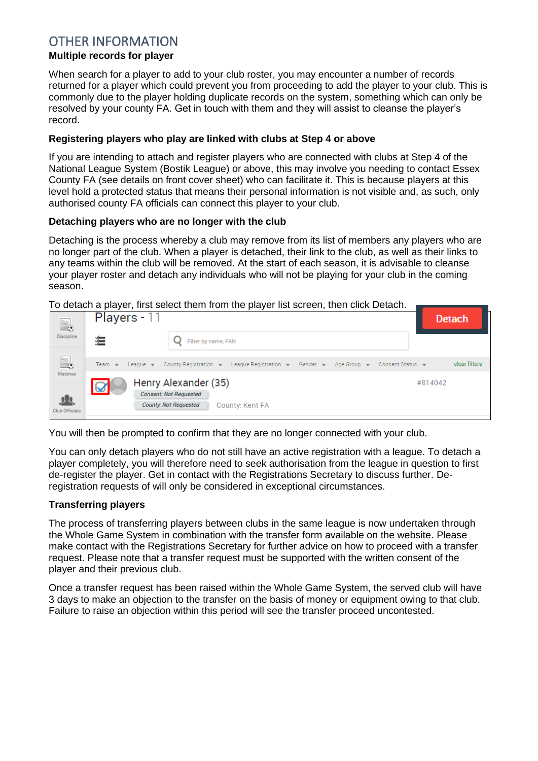## OTHER INFORMATION

**Multiple records for player**

When search for a player to add to your club roster, you may encounter a number of records returned for a player which could prevent you from proceeding to add the player to your club. This is commonly due to the player holding duplicate records on the system, something which can only be resolved by your county FA. Get in touch with them and they will assist to cleanse the player's record.

**Registering players who play are linked with clubs at Step 4 or above**

If you are intending to attach and register players who are connected with clubs at Step 4 of the National League System (Bostik League) or above, this may involve you needing to contact Essex County FA (see details on front cover sheet) who can facilitate it. This is because players at this level hold a protected status that means their personal information is not visible and, as such, only authorised county FA officials can connect this player to your club.

**Detaching players who are no longer with the club**

Detaching is the process whereby a club may remove from its list of members any players who are no longer part of the club. When a player is detached, their link to the club, as well as their links to any teams within the club will be removed. At the start of each season, it is advisable to cleanse your player roster and detach any individuals who will not be playing for your club in the coming season.

To detach a player, first select them from the player list screen, then click Detach.

You will then be prompted to confirm that they are no longer connected with your club.

You can only detach players who do not still have an active registration with a league. To detach a player completely, you will therefore need to seek authorisation from the league in question to first de-register the player. Get in contact with the Registrations Secretary to discuss further. De-registration requests of will only be considered in exceptional circumstances.

**Transferring players**

The process of transferring players between clubs in the same league is now undertaken through the Whole Game System in combination with the transfer form available on the website. Please make contact with the Registrations Secretary for further advice on how to proceed with a transfer request. Please note that a transfer request must be supported with the written consent of the player and their previous club.

Once a transfer request has been raised within the Whole Game System, the served club will have 3 days to make an objection to the transfer on the basis of money or equipment owing to that club. Failure to raise an objection within this period will see the transfer proceed uncontested.